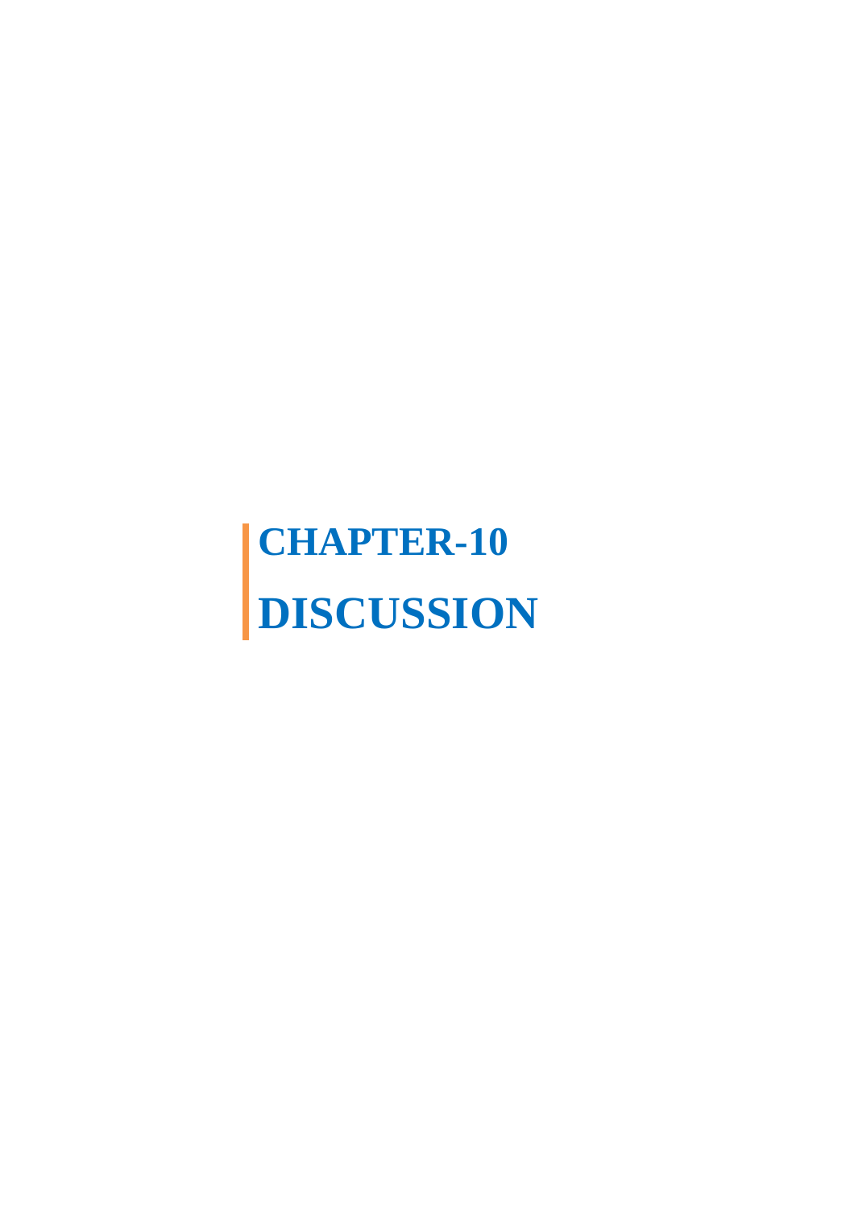# CHAPTER-10

# DISCUSSION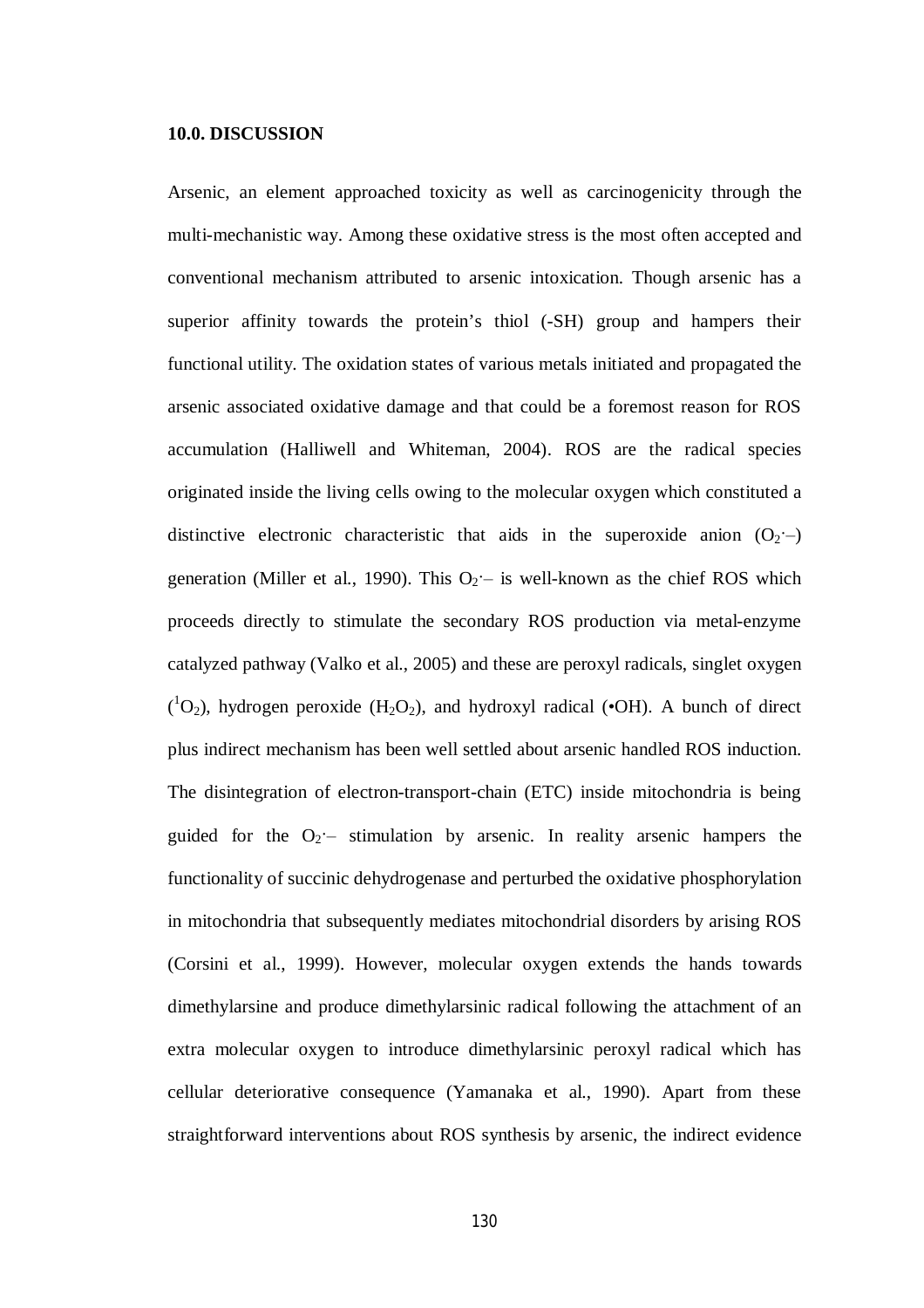## 10.0. DISCUSSION

Arsenic, an element approached toxicity as well as carcinogenicity through the multi-mechanistic way. Among these oxidative stress is the most often accepted and conventional mechanism attributed to arsenic intoxication. Though arsenic has a superior affinity towards the protein's thiol (-SH) group and hampers their functional utility. The oxidation states of various metals initiated and propagated the arsenic associated oxidative damage and that could be a foremost reason for ROS accumulation (Halliwell and Whiteman, 2004). ROS are the radical species originated inside the living cells owing to the molecular oxygen which constituted a distinctive electronic characteristic that aids in the superoxide anion ($O_2^{\cdot-}$) generation (Miller et al., 1990). This $O_2^{\cdot-}$ is well-known as the chief ROS which proceeds directly to stimulate the secondary ROS production via metal-enzyme catalyzed pathway (Valko et al., 2005) and these are peroxyl radicals, singlet oxygen ($^1O_2$), hydrogen peroxide ($H_2O_2$), and hydroxyl radical (•OH). A bunch of direct plus indirect mechanism has been well settled about arsenic handled ROS induction. The disintegration of electron-transport-chain (ETC) inside mitochondria is being guided for the $O_2^{\cdot-}$ stimulation by arsenic. In reality arsenic hampers the functionality of succinic dehydrogenase and perturbed the oxidative phosphorylation in mitochondria that subsequently mediates mitochondrial disorders by arising ROS (Corsini et al., 1999). However, molecular oxygen extends the hands towards dimethylarsine and produce dimethylarsinic radical following the attachment of an extra molecular oxygen to introduce dimethylarsinic peroxyl radical which has cellular deteriorative consequence (Yamanaka et al., 1990). Apart from these straightforward interventions about ROS synthesis by arsenic, the indirect evidence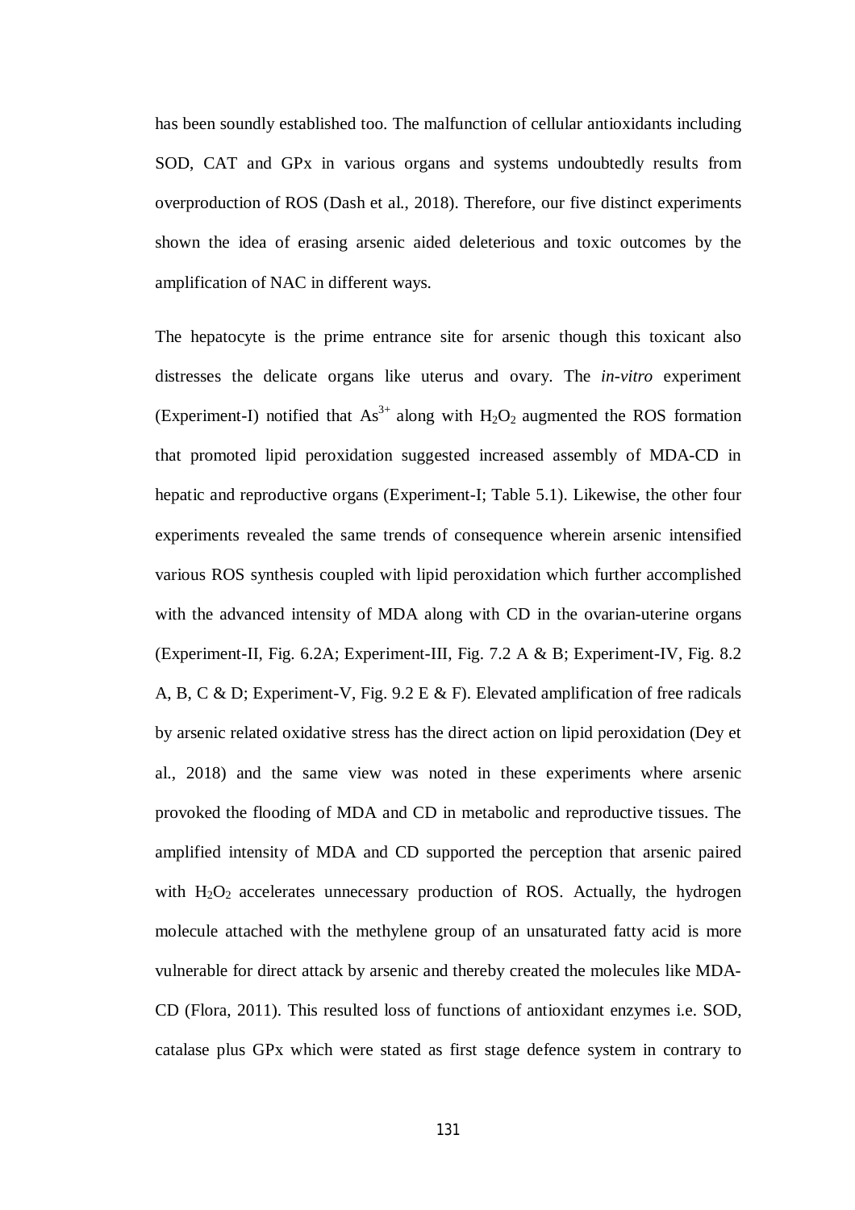has been soundly established too. The malfunction of cellular antioxidants including SOD, CAT and GPx in various organs and systems undoubtedly results from overproduction of ROS (Dash et al., 2018). Therefore, our five distinct experiments shown the idea of erasing arsenic aided deleterious and toxic outcomes by the amplification of NAC in different ways.

The hepatocyte is the prime entrance site for arsenic though this toxicant also distresses the delicate organs like uterus and ovary. The *in-vitro* experiment (Experiment-I) notified that $As^{3+}$ along with $H_2O_2$ augmented the ROS formation that promoted lipid peroxidation suggested increased assembly of MDA-CD in hepatic and reproductive organs (Experiment-I; Table 5.1). Likewise, the other four experiments revealed the same trends of consequence wherein arsenic intensified various ROS synthesis coupled with lipid peroxidation which further accomplished with the advanced intensity of MDA along with CD in the ovarian-uterine organs (Experiment-II, Fig. 6.2A; Experiment-III, Fig. 7.2 A & B; Experiment-IV, Fig. 8.2 A, B, C & D; Experiment-V, Fig. 9.2 E & F). Elevated amplification of free radicals by arsenic related oxidative stress has the direct action on lipid peroxidation (Dey et al., 2018) and the same view was noted in these experiments where arsenic provoked the flooding of MDA and CD in metabolic and reproductive tissues. The amplified intensity of MDA and CD supported the perception that arsenic paired with $H_2O_2$ accelerates unnecessary production of ROS. Actually, the hydrogen molecule attached with the methylene group of an unsaturated fatty acid is more vulnerable for direct attack by arsenic and thereby created the molecules like MDA-CD (Flora, 2011). This resulted loss of functions of antioxidant enzymes i.e. SOD, catalase plus GPx which were stated as first stage defence system in contrary to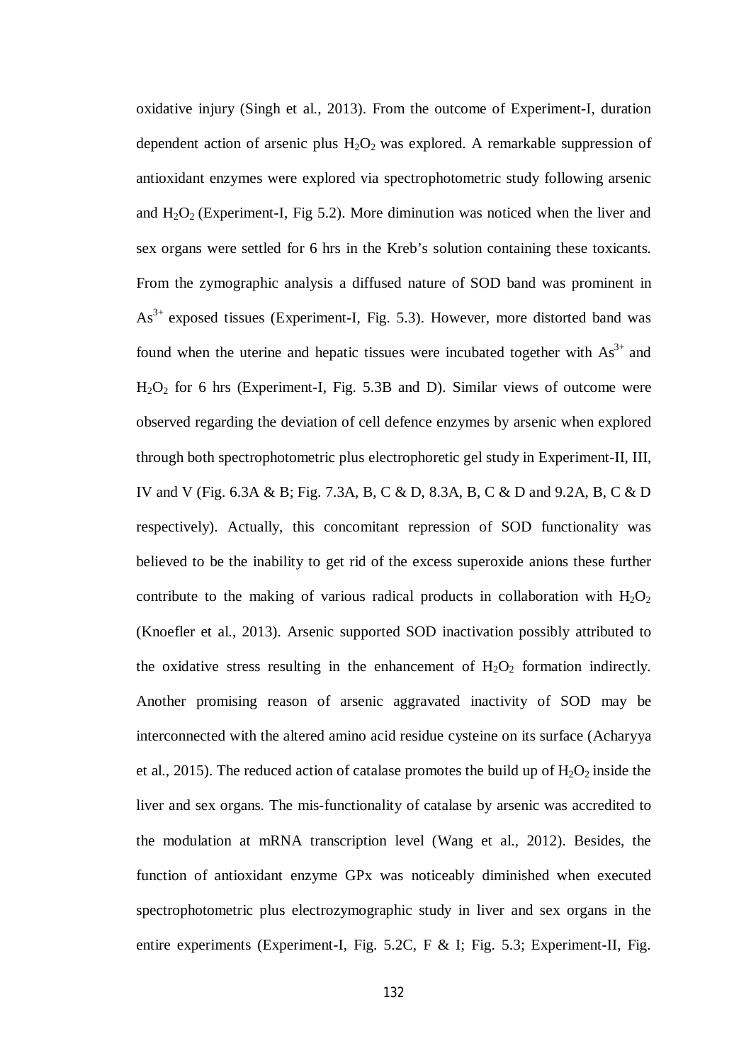oxidative injury (Singh et al., 2013). From the outcome of Experiment-I, duration dependent action of arsenic plus $H_2O_2$ was explored. A remarkable suppression of antioxidant enzymes were explored via spectrophotometric study following arsenic and $H_2O_2$ (Experiment-I, Fig 5.2). More diminution was noticed when the liver and sex organs were settled for 6 hrs in the Kreb's solution containing these toxicants. From the zymographic analysis a diffused nature of SOD band was prominent in $As^{3+}$ exposed tissues (Experiment-I, Fig. 5.3). However, more distorted band was found when the uterine and hepatic tissues were incubated together with $As^{3+}$ and $H_2O_2$ for 6 hrs (Experiment-I, Fig. 5.3B and D). Similar views of outcome were observed regarding the deviation of cell defence enzymes by arsenic when explored through both spectrophotometric plus electrophoretic gel study in Experiment-II, III, IV and V (Fig. 6.3A & B; Fig. 7.3A, B, C & D, 8.3A, B, C & D and 9.2A, B, C & D respectively). Actually, this concomitant repression of SOD functionality was believed to be the inability to get rid of the excess superoxide anions these further contribute to the making of various radical products in collaboration with $H_2O_2$ (Knoefler et al., 2013). Arsenic supported SOD inactivation possibly attributed to the oxidative stress resulting in the enhancement of $H_2O_2$ formation indirectly. Another promising reason of arsenic aggravated inactivity of SOD may be interconnected with the altered amino acid residue cysteine on its surface (Acharyya et al., 2015). The reduced action of catalase promotes the build up of $H_2O_2$ inside the liver and sex organs. The mis-functionality of catalase by arsenic was accredited to the modulation at mRNA transcription level (Wang et al., 2012). Besides, the function of antioxidant enzyme GPx was noticeably diminished when executed spectrophotometric plus electrozymographic study in liver and sex organs in the entire experiments (Experiment-I, Fig. 5.2C, F & I; Fig. 5.3; Experiment-II, Fig.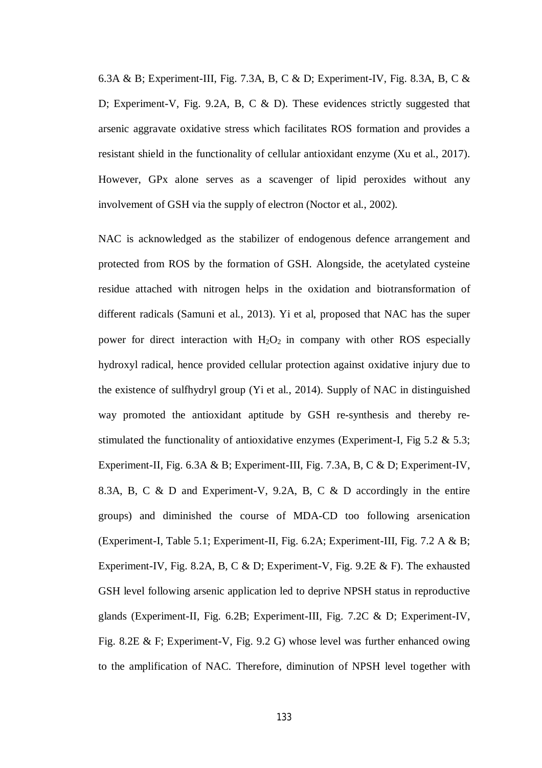6.3A & B; Experiment-III, Fig. 7.3A, B, C & D; Experiment-IV, Fig. 8.3A, B, C & D; Experiment-V, Fig. 9.2A, B, C & D). These evidences strictly suggested that arsenic aggravate oxidative stress which facilitates ROS formation and provides a resistant shield in the functionality of cellular antioxidant enzyme (Xu et al., 2017). However, GPx alone serves as a scavenger of lipid peroxides without any involvement of GSH via the supply of electron (Noctor et al., 2002).

NAC is acknowledged as the stabilizer of endogenous defence arrangement and protected from ROS by the formation of GSH. Alongside, the acetylated cysteine residue attached with nitrogen helps in the oxidation and biotransformation of different radicals (Samuni et al., 2013). Yi et al, proposed that NAC has the super power for direct interaction with $H_2O_2$ in company with other ROS especially hydroxyl radical, hence provided cellular protection against oxidative injury due to the existence of sulfhydryl group (Yi et al., 2014). Supply of NAC in distinguished way promoted the antioxidant aptitude by GSH re-synthesis and thereby re-stimulated the functionality of antioxidative enzymes (Experiment-I, Fig 5.2 & 5.3; Experiment-II, Fig. 6.3A & B; Experiment-III, Fig. 7.3A, B, C & D; Experiment-IV, 8.3A, B, C & D and Experiment-V, 9.2A, B, C & D accordingly in the entire groups) and diminished the course of MDA-CD too following arsenication (Experiment-I, Table 5.1; Experiment-II, Fig. 6.2A; Experiment-III, Fig. 7.2 A & B; Experiment-IV, Fig. 8.2A, B, C & D; Experiment-V, Fig. 9.2E & F). The exhausted GSH level following arsenic application led to deprive NPSH status in reproductive glands (Experiment-II, Fig. 6.2B; Experiment-III, Fig. 7.2C & D; Experiment-IV, Fig. 8.2E & F; Experiment-V, Fig. 9.2 G) whose level was further enhanced owing to the amplification of NAC. Therefore, diminution of NPSH level together with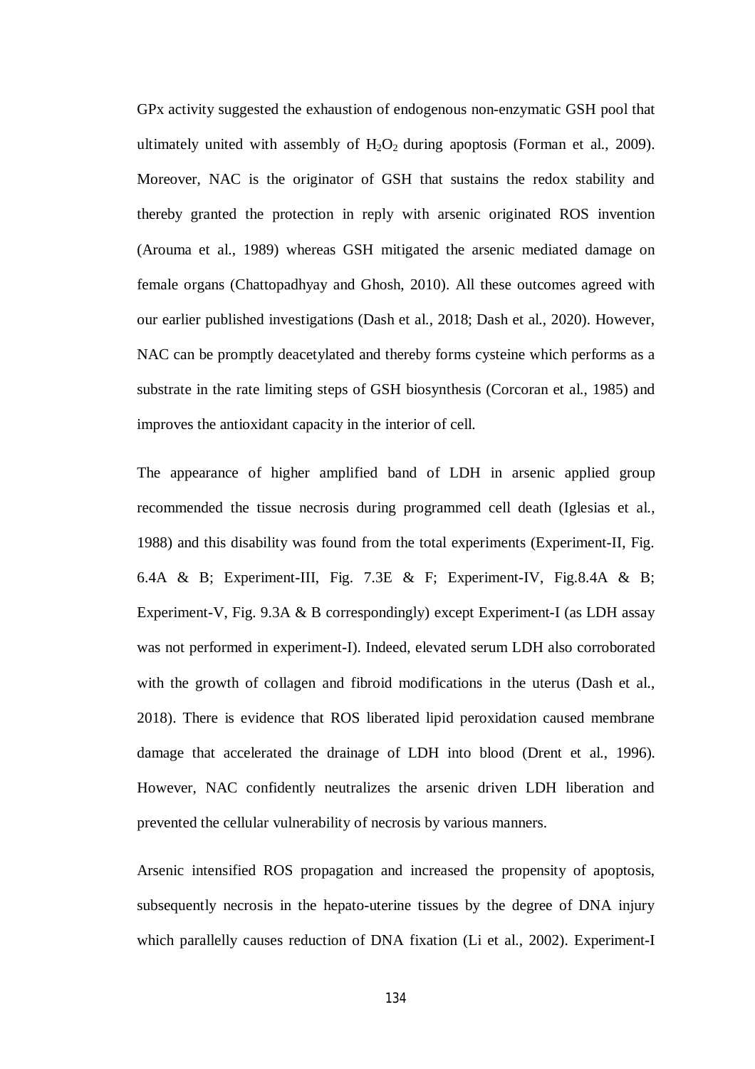GPx activity suggested the exhaustion of endogenous non-enzymatic GSH pool that ultimately united with assembly of $H_2O_2$ during apoptosis (Forman et al., 2009). Moreover, NAC is the originator of GSH that sustains the redox stability and thereby granted the protection in reply with arsenic originated ROS invention (Arouma et al., 1989) whereas GSH mitigated the arsenic mediated damage on female organs (Chattopadhyay and Ghosh, 2010). All these outcomes agreed with our earlier published investigations (Dash et al., 2018; Dash et al., 2020). However, NAC can be promptly deacetylated and thereby forms cysteine which performs as a substrate in the rate limiting steps of GSH biosynthesis (Corcoran et al., 1985) and improves the antioxidant capacity in the interior of cell.

The appearance of higher amplified band of LDH in arsenic applied group recommended the tissue necrosis during programmed cell death (Iglesias et al., 1988) and this disability was found from the total experiments (Experiment-II, Fig. 6.4A & B; Experiment-III, Fig. 7.3E & F; Experiment-IV, Fig.8.4A & B; Experiment-V, Fig. 9.3A & B correspondingly) except Experiment-I (as LDH assay was not performed in experiment-I). Indeed, elevated serum LDH also corroborated with the growth of collagen and fibroid modifications in the uterus (Dash et al., 2018). There is evidence that ROS liberated lipid peroxidation caused membrane damage that accelerated the drainage of LDH into blood (Drent et al., 1996). However, NAC confidently neutralizes the arsenic driven LDH liberation and prevented the cellular vulnerability of necrosis by various manners.

Arsenic intensified ROS propagation and increased the propensity of apoptosis, subsequently necrosis in the hepato-uterine tissues by the degree of DNA injury which parallelly causes reduction of DNA fixation (Li et al., 2002). Experiment-I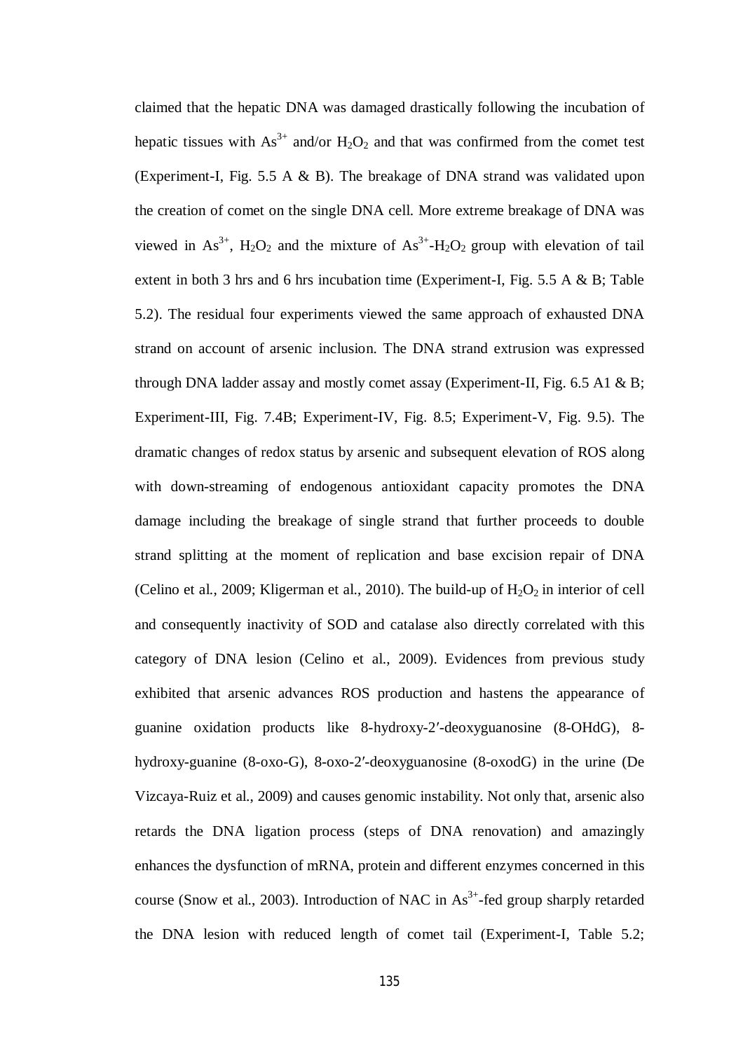claimed that the hepatic DNA was damaged drastically following the incubation of hepatic tissues with $As^{3+}$ and/or $H_2O_2$ and that was confirmed from the comet test (Experiment-I, Fig. 5.5 A & B). The breakage of DNA strand was validated upon the creation of comet on the single DNA cell. More extreme breakage of DNA was viewed in $As^{3+}$, $H_2O_2$ and the mixture of $As^{3+}$-$H_2O_2$ group with elevation of tail extent in both 3 hrs and 6 hrs incubation time (Experiment-I, Fig. 5.5 A & B; Table 5.2). The residual four experiments viewed the same approach of exhausted DNA strand on account of arsenic inclusion. The DNA strand extrusion was expressed through DNA ladder assay and mostly comet assay (Experiment-II, Fig. 6.5 A1 & B; Experiment-III, Fig. 7.4B; Experiment-IV, Fig. 8.5; Experiment-V, Fig. 9.5). The dramatic changes of redox status by arsenic and subsequent elevation of ROS along with down-streaming of endogenous antioxidant capacity promotes the DNA damage including the breakage of single strand that further proceeds to double strand splitting at the moment of replication and base excision repair of DNA (Celino et al., 2009; Kligerman et al., 2010). The build-up of $H_2O_2$ in interior of cell and consequently inactivity of SOD and catalase also directly correlated with this category of DNA lesion (Celino et al., 2009). Evidences from previous study exhibited that arsenic advances ROS production and hastens the appearance of guanine oxidation products like 8-hydroxy-2′-deoxyguanosine (8-OHdG), 8-hydroxy-guanine (8-oxo-G), 8-oxo-2′-deoxyguanosine (8-oxodG) in the urine (De Vizcaya-Ruiz et al., 2009) and causes genomic instability. Not only that, arsenic also retards the DNA ligation process (steps of DNA renovation) and amazingly enhances the dysfunction of mRNA, protein and different enzymes concerned in this course (Snow et al., 2003). Introduction of NAC in $As^{3+}$-fed group sharply retarded the DNA lesion with reduced length of comet tail (Experiment-I, Table 5.2;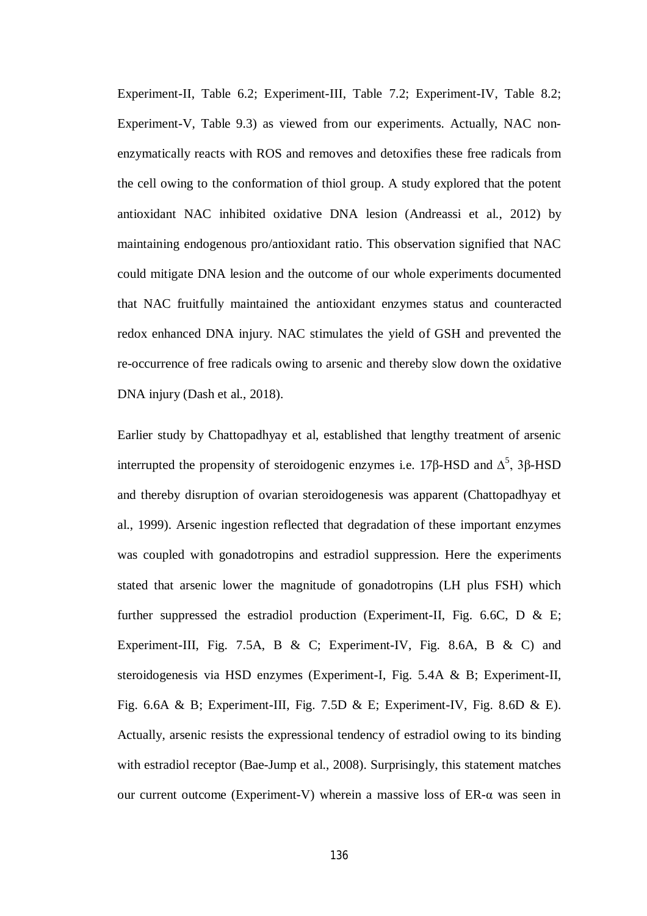Experiment-II, Table 6.2; Experiment-III, Table 7.2; Experiment-IV, Table 8.2; Experiment-V, Table 9.3) as viewed from our experiments. Actually, NAC non-enzymatically reacts with ROS and removes and detoxifies these free radicals from the cell owing to the conformation of thiol group. A study explored that the potent antioxidant NAC inhibited oxidative DNA lesion (Andreassi et al., 2012) by maintaining endogenous pro/antioxidant ratio. This observation signified that NAC could mitigate DNA lesion and the outcome of our whole experiments documented that NAC fruitfully maintained the antioxidant enzymes status and counteracted redox enhanced DNA injury. NAC stimulates the yield of GSH and prevented the re-occurrence of free radicals owing to arsenic and thereby slow down the oxidative DNA injury (Dash et al., 2018).

Earlier study by Chattopadhyay et al, established that lengthy treatment of arsenic interrupted the propensity of steroidogenic enzymes i.e. 17β-HSD and $\Delta^5$, 3β-HSD and thereby disruption of ovarian steroidogenesis was apparent (Chattopadhyay et al., 1999). Arsenic ingestion reflected that degradation of these important enzymes was coupled with gonadotropins and estradiol suppression. Here the experiments stated that arsenic lower the magnitude of gonadotropins (LH plus FSH) which further suppressed the estradiol production (Experiment-II, Fig. 6.6C, D & E; Experiment-III, Fig. 7.5A, B & C; Experiment-IV, Fig. 8.6A, B & C) and steroidogenesis via HSD enzymes (Experiment-I, Fig. 5.4A & B; Experiment-II, Fig. 6.6A & B; Experiment-III, Fig. 7.5D & E; Experiment-IV, Fig. 8.6D & E). Actually, arsenic resists the expressional tendency of estradiol owing to its binding with estradiol receptor (Bae-Jump et al., 2008). Surprisingly, this statement matches our current outcome (Experiment-V) wherein a massive loss of ER-α was seen in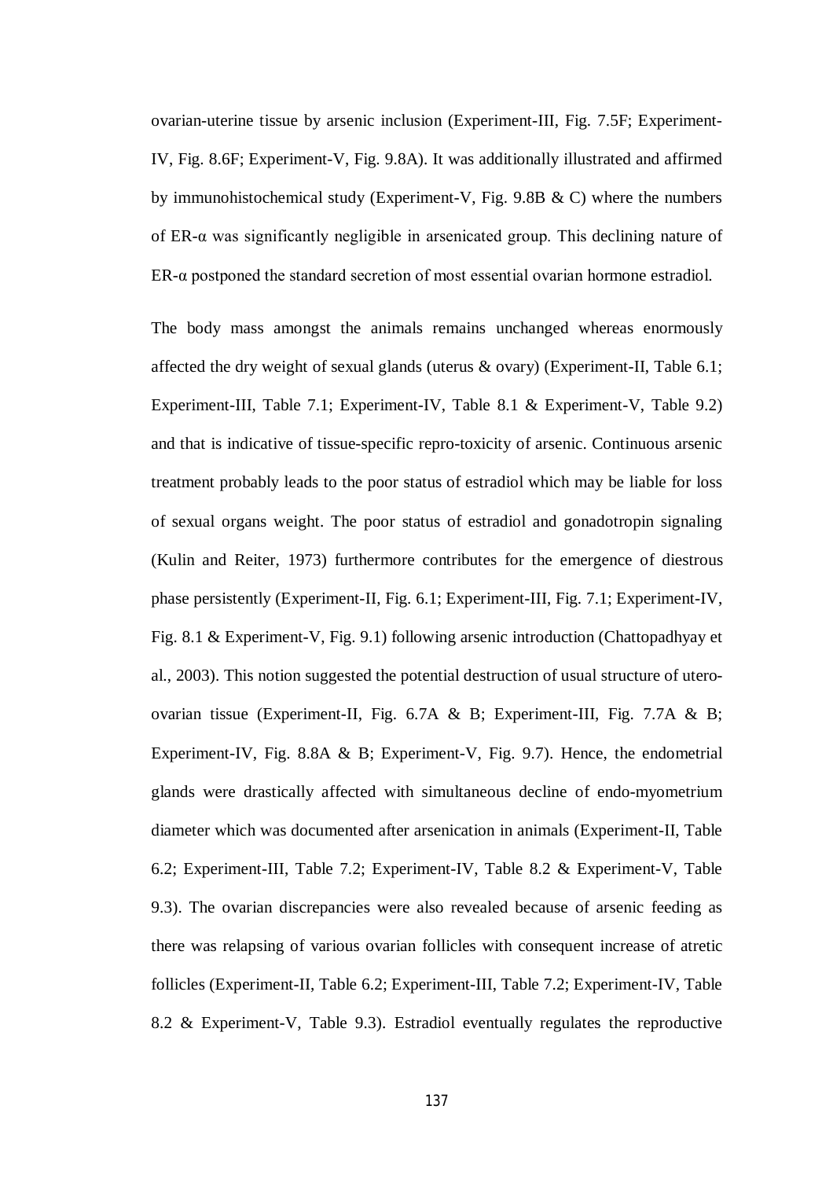ovarian-uterine tissue by arsenic inclusion (Experiment-III, Fig. 7.5F; Experiment-IV, Fig. 8.6F; Experiment-V, Fig. 9.8A). It was additionally illustrated and affirmed by immunohistochemical study (Experiment-V, Fig. 9.8B & C) where the numbers of ER-α was significantly negligible in arsenicated group. This declining nature of ER-α postponed the standard secretion of most essential ovarian hormone estradiol.

The body mass amongst the animals remains unchanged whereas enormously affected the dry weight of sexual glands (uterus & ovary) (Experiment-II, Table 6.1; Experiment-III, Table 7.1; Experiment-IV, Table 8.1 & Experiment-V, Table 9.2) and that is indicative of tissue-specific repro-toxicity of arsenic. Continuous arsenic treatment probably leads to the poor status of estradiol which may be liable for loss of sexual organs weight. The poor status of estradiol and gonadotropin signaling (Kulin and Reiter, 1973) furthermore contributes for the emergence of diestrous phase persistently (Experiment-II, Fig. 6.1; Experiment-III, Fig. 7.1; Experiment-IV, Fig. 8.1 & Experiment-V, Fig. 9.1) following arsenic introduction (Chattopadhyay et al., 2003). This notion suggested the potential destruction of usual structure of utero-ovarian tissue (Experiment-II, Fig. 6.7A & B; Experiment-III, Fig. 7.7A & B; Experiment-IV, Fig. 8.8A & B; Experiment-V, Fig. 9.7). Hence, the endometrial glands were drastically affected with simultaneous decline of endo-myometrium diameter which was documented after arsenication in animals (Experiment-II, Table 6.2; Experiment-III, Table 7.2; Experiment-IV, Table 8.2 & Experiment-V, Table 9.3). The ovarian discrepancies were also revealed because of arsenic feeding as there was relapsing of various ovarian follicles with consequent increase of atretic follicles (Experiment-II, Table 6.2; Experiment-III, Table 7.2; Experiment-IV, Table 8.2 & Experiment-V, Table 9.3). Estradiol eventually regulates the reproductive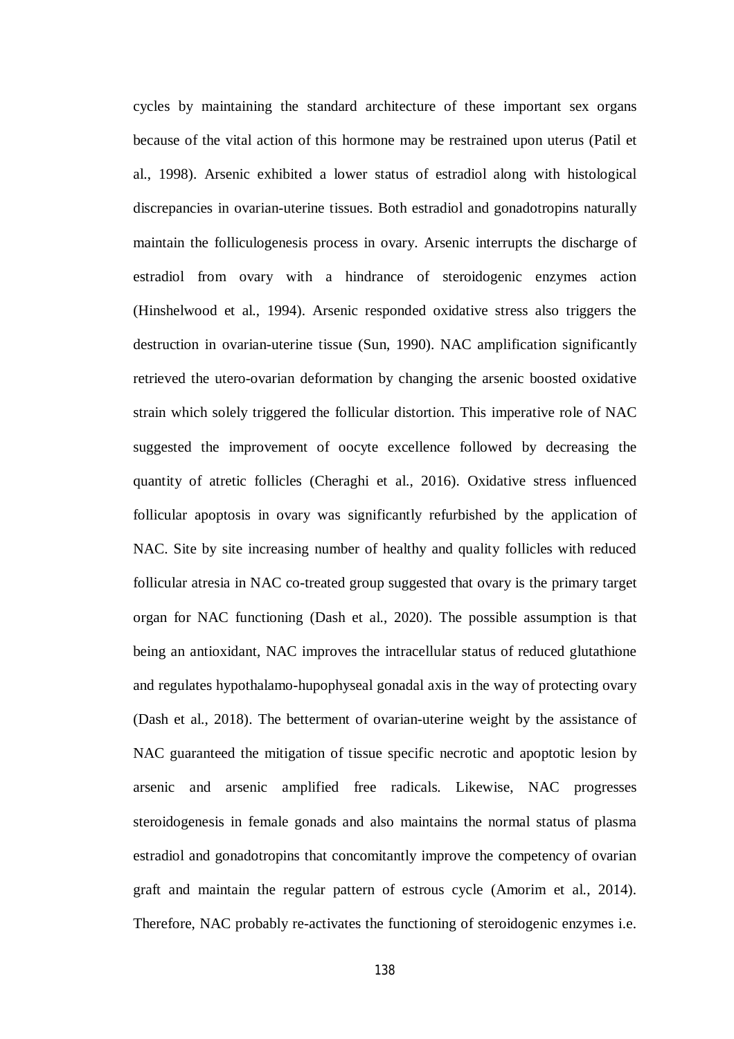cycles by maintaining the standard architecture of these important sex organs because of the vital action of this hormone may be restrained upon uterus (Patil et al., 1998). Arsenic exhibited a lower status of estradiol along with histological discrepancies in ovarian-uterine tissues. Both estradiol and gonadotropins naturally maintain the folliculogenesis process in ovary. Arsenic interrupts the discharge of estradiol from ovary with a hindrance of steroidogenic enzymes action (Hinshelwood et al., 1994). Arsenic responded oxidative stress also triggers the destruction in ovarian-uterine tissue (Sun, 1990). NAC amplification significantly retrieved the utero-ovarian deformation by changing the arsenic boosted oxidative strain which solely triggered the follicular distortion. This imperative role of NAC suggested the improvement of oocyte excellence followed by decreasing the quantity of atretic follicles (Cheraghi et al., 2016). Oxidative stress influenced follicular apoptosis in ovary was significantly refurbished by the application of NAC. Site by site increasing number of healthy and quality follicles with reduced follicular atresia in NAC co-treated group suggested that ovary is the primary target organ for NAC functioning (Dash et al., 2020). The possible assumption is that being an antioxidant, NAC improves the intracellular status of reduced glutathione and regulates hypothalamo-hupophyseal gonadal axis in the way of protecting ovary (Dash et al., 2018). The betterment of ovarian-uterine weight by the assistance of NAC guaranteed the mitigation of tissue specific necrotic and apoptotic lesion by arsenic and arsenic amplified free radicals. Likewise, NAC progresses steroidogenesis in female gonads and also maintains the normal status of plasma estradiol and gonadotropins that concomitantly improve the competency of ovarian graft and maintain the regular pattern of estrous cycle (Amorim et al., 2014). Therefore, NAC probably re-activates the functioning of steroidogenic enzymes i.e.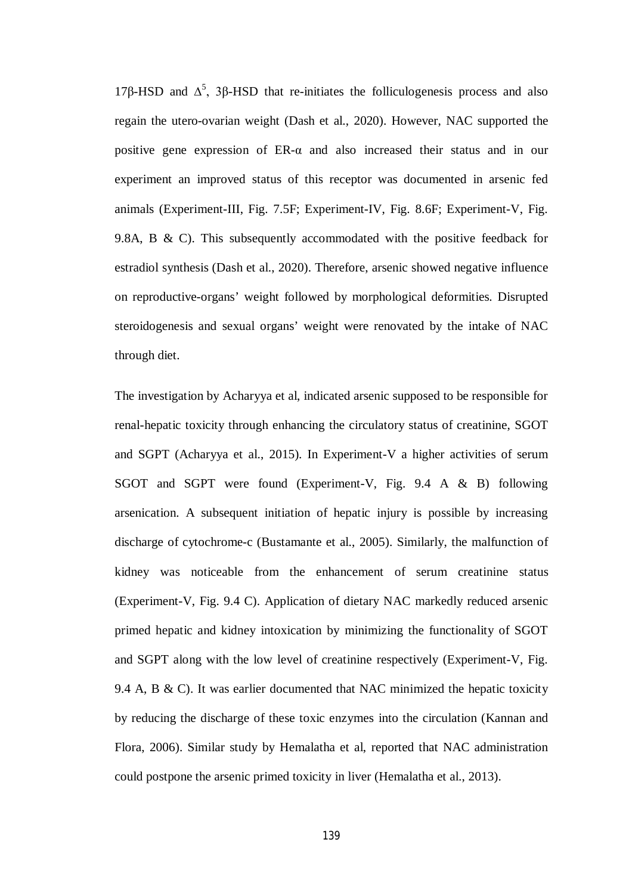17β-HSD and $\Delta^5$, 3β-HSD that re-initiates the folliculogenesis process and also regain the utero-ovarian weight (Dash et al., 2020). However, NAC supported the positive gene expression of ER-α and also increased their status and in our experiment an improved status of this receptor was documented in arsenic fed animals (Experiment-III, Fig. 7.5F; Experiment-IV, Fig. 8.6F; Experiment-V, Fig. 9.8A, B & C). This subsequently accommodated with the positive feedback for estradiol synthesis (Dash et al., 2020). Therefore, arsenic showed negative influence on reproductive-organs' weight followed by morphological deformities. Disrupted steroidogenesis and sexual organs' weight were renovated by the intake of NAC through diet.

The investigation by Acharyya et al, indicated arsenic supposed to be responsible for renal-hepatic toxicity through enhancing the circulatory status of creatinine, SGOT and SGPT (Acharyya et al., 2015). In Experiment-V a higher activities of serum SGOT and SGPT were found (Experiment-V, Fig. 9.4 A & B) following arsenication. A subsequent initiation of hepatic injury is possible by increasing discharge of cytochrome-c (Bustamante et al., 2005). Similarly, the malfunction of kidney was noticeable from the enhancement of serum creatinine status (Experiment-V, Fig. 9.4 C). Application of dietary NAC markedly reduced arsenic primed hepatic and kidney intoxication by minimizing the functionality of SGOT and SGPT along with the low level of creatinine respectively (Experiment-V, Fig. 9.4 A, B & C). It was earlier documented that NAC minimized the hepatic toxicity by reducing the discharge of these toxic enzymes into the circulation (Kannan and Flora, 2006). Similar study by Hemalatha et al, reported that NAC administration could postpone the arsenic primed toxicity in liver (Hemalatha et al., 2013).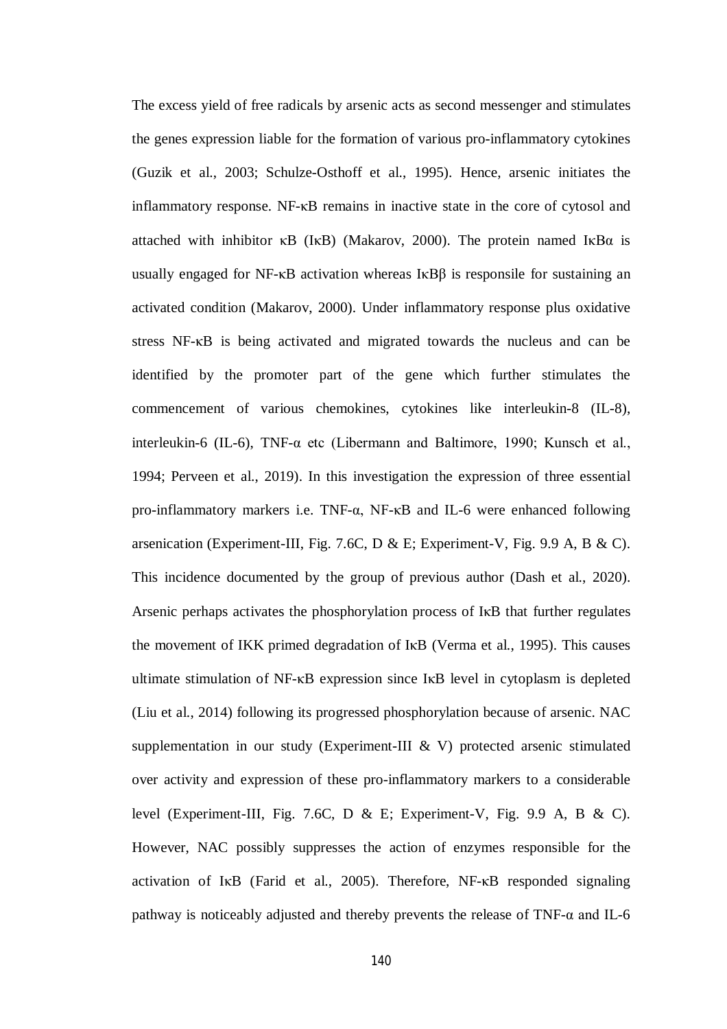The excess yield of free radicals by arsenic acts as second messenger and stimulates the genes expression liable for the formation of various pro-inflammatory cytokines (Guzik et al., 2003; Schulze-Osthoff et al., 1995). Hence, arsenic initiates the inflammatory response. NF-κB remains in inactive state in the core of cytosol and attached with inhibitor κB (IκB) (Makarov, 2000). The protein named IκBα is usually engaged for NF-κB activation whereas IκBβ is responsile for sustaining an activated condition (Makarov, 2000). Under inflammatory response plus oxidative stress NF-κB is being activated and migrated towards the nucleus and can be identified by the promoter part of the gene which further stimulates the commencement of various chemokines, cytokines like interleukin-8 (IL-8), interleukin-6 (IL-6), TNF-α etc (Libermann and Baltimore, 1990; Kunsch et al., 1994; Perveen et al., 2019). In this investigation the expression of three essential pro-inflammatory markers i.e. TNF-α, NF-κB and IL-6 were enhanced following arsenication (Experiment-III, Fig. 7.6C, D & E; Experiment-V, Fig. 9.9 A, B & C). This incidence documented by the group of previous author (Dash et al., 2020). Arsenic perhaps activates the phosphorylation process of IκB that further regulates the movement of IKK primed degradation of IκB (Verma et al., 1995). This causes ultimate stimulation of NF-κB expression since IκB level in cytoplasm is depleted (Liu et al., 2014) following its progressed phosphorylation because of arsenic. NAC supplementation in our study (Experiment-III & V) protected arsenic stimulated over activity and expression of these pro-inflammatory markers to a considerable level (Experiment-III, Fig. 7.6C, D & E; Experiment-V, Fig. 9.9 A, B & C). However, NAC possibly suppresses the action of enzymes responsible for the activation of IκB (Farid et al., 2005). Therefore, NF-κB responded signaling pathway is noticeably adjusted and thereby prevents the release of TNF-α and IL-6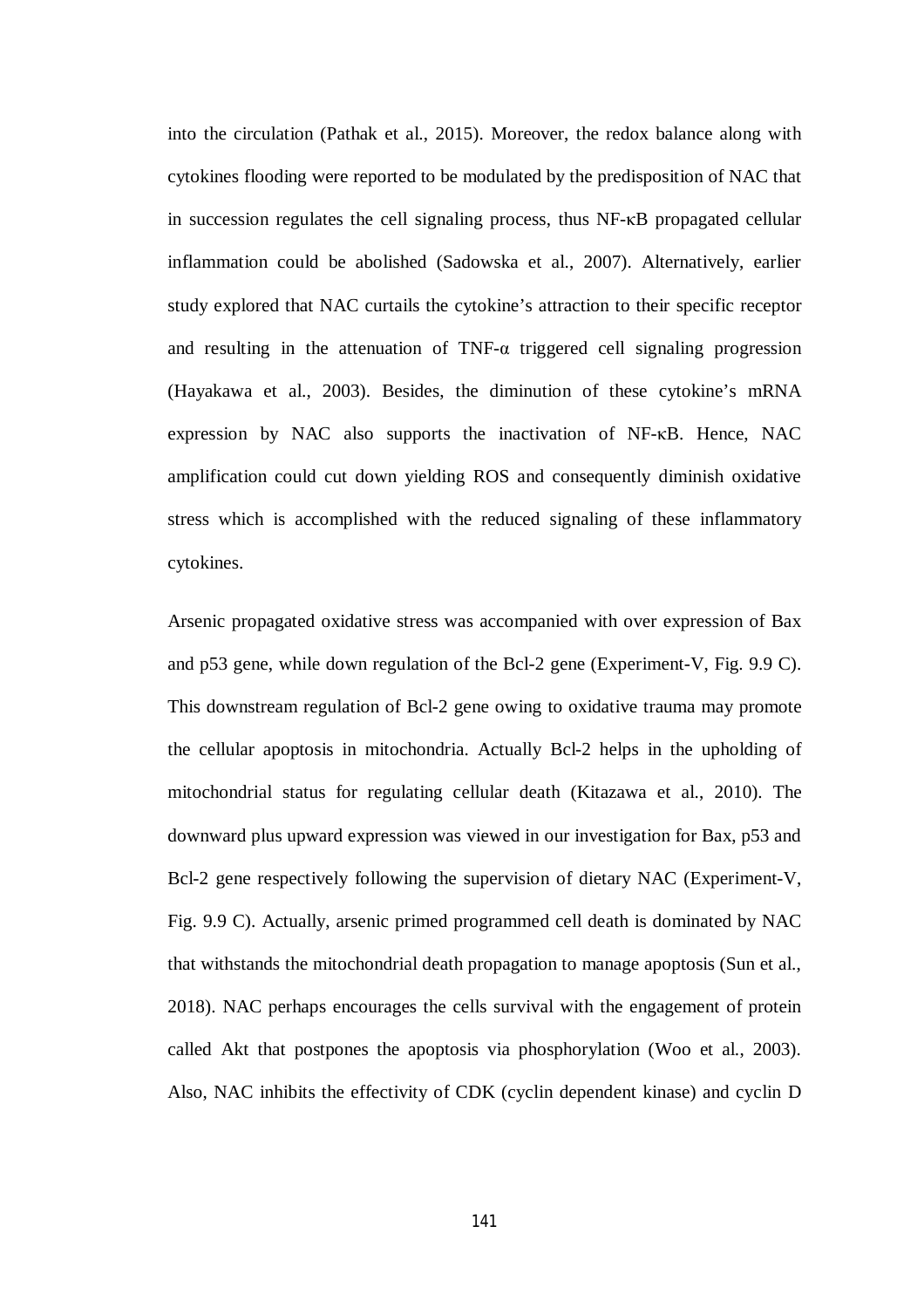into the circulation (Pathak et al., 2015). Moreover, the redox balance along with cytokines flooding were reported to be modulated by the predisposition of NAC that in succession regulates the cell signaling process, thus NF-κB propagated cellular inflammation could be abolished (Sadowska et al., 2007). Alternatively, earlier study explored that NAC curtails the cytokine's attraction to their specific receptor and resulting in the attenuation of TNF-α triggered cell signaling progression (Hayakawa et al., 2003). Besides, the diminution of these cytokine's mRNA expression by NAC also supports the inactivation of NF-κB. Hence, NAC amplification could cut down yielding ROS and consequently diminish oxidative stress which is accomplished with the reduced signaling of these inflammatory cytokines.

Arsenic propagated oxidative stress was accompanied with over expression of Bax and p53 gene, while down regulation of the Bcl-2 gene (Experiment-V, Fig. 9.9 C). This downstream regulation of Bcl-2 gene owing to oxidative trauma may promote the cellular apoptosis in mitochondria. Actually Bcl-2 helps in the upholding of mitochondrial status for regulating cellular death (Kitazawa et al., 2010). The downward plus upward expression was viewed in our investigation for Bax, p53 and Bcl-2 gene respectively following the supervision of dietary NAC (Experiment-V, Fig. 9.9 C). Actually, arsenic primed programmed cell death is dominated by NAC that withstands the mitochondrial death propagation to manage apoptosis (Sun et al., 2018). NAC perhaps encourages the cells survival with the engagement of protein called Akt that postpones the apoptosis via phosphorylation (Woo et al., 2003). Also, NAC inhibits the effectivity of CDK (cyclin dependent kinase) and cyclin D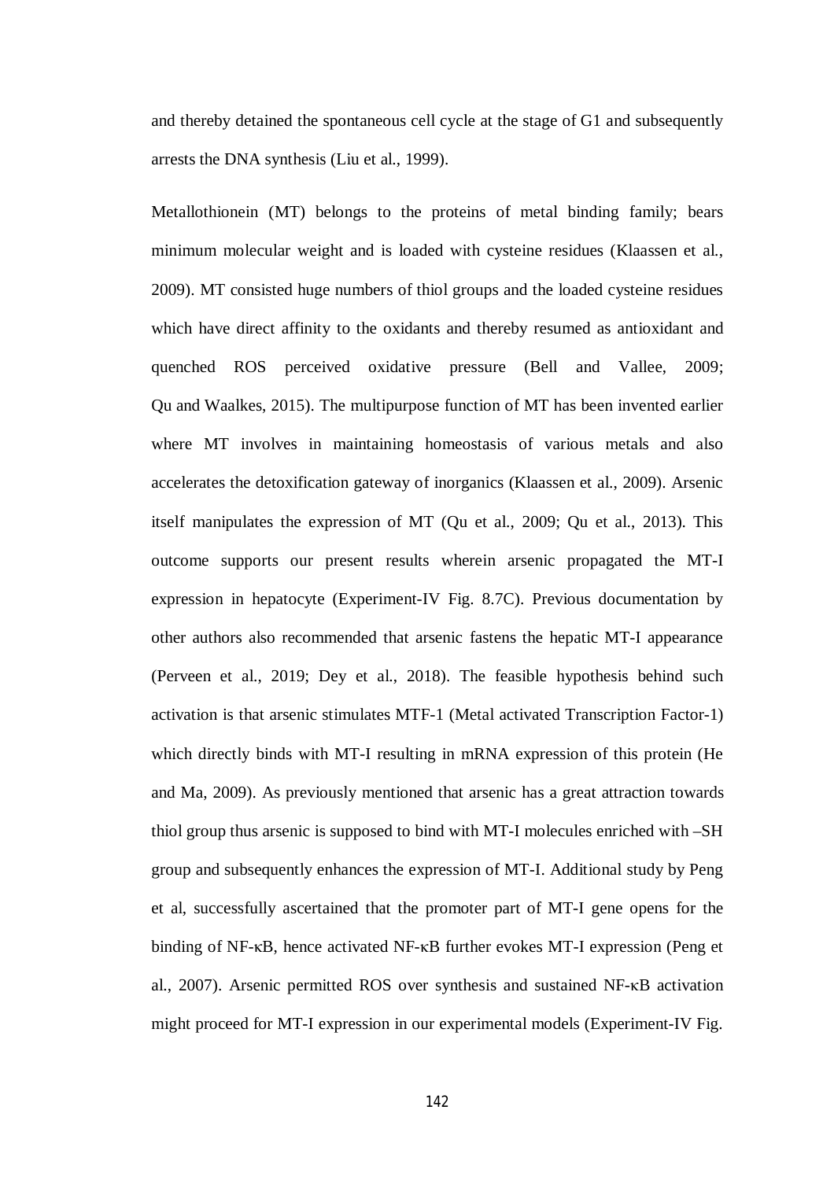and thereby detained the spontaneous cell cycle at the stage of G1 and subsequently arrests the DNA synthesis (Liu et al., 1999).

Metallothionein (MT) belongs to the proteins of metal binding family; bears minimum molecular weight and is loaded with cysteine residues (Klaassen et al., 2009). MT consisted huge numbers of thiol groups and the loaded cysteine residues which have direct affinity to the oxidants and thereby resumed as antioxidant and quenched ROS perceived oxidative pressure (Bell and Vallee, 2009; Qu and Waalkes, 2015). The multipurpose function of MT has been invented earlier where MT involves in maintaining homeostasis of various metals and also accelerates the detoxification gateway of inorganics (Klaassen et al., 2009). Arsenic itself manipulates the expression of MT (Qu et al., 2009; Qu et al., 2013). This outcome supports our present results wherein arsenic propagated the MT-I expression in hepatocyte (Experiment-IV Fig. 8.7C). Previous documentation by other authors also recommended that arsenic fastens the hepatic MT-I appearance (Perveen et al., 2019; Dey et al., 2018). The feasible hypothesis behind such activation is that arsenic stimulates MTF-1 (Metal activated Transcription Factor-1) which directly binds with MT-I resulting in mRNA expression of this protein (He and Ma, 2009). As previously mentioned that arsenic has a great attraction towards thiol group thus arsenic is supposed to bind with MT-I molecules enriched with –SH group and subsequently enhances the expression of MT-I. Additional study by Peng et al, successfully ascertained that the promoter part of MT-I gene opens for the binding of NF-κB, hence activated NF-κB further evokes MT-I expression (Peng et al., 2007). Arsenic permitted ROS over synthesis and sustained NF-κB activation might proceed for MT-I expression in our experimental models (Experiment-IV Fig.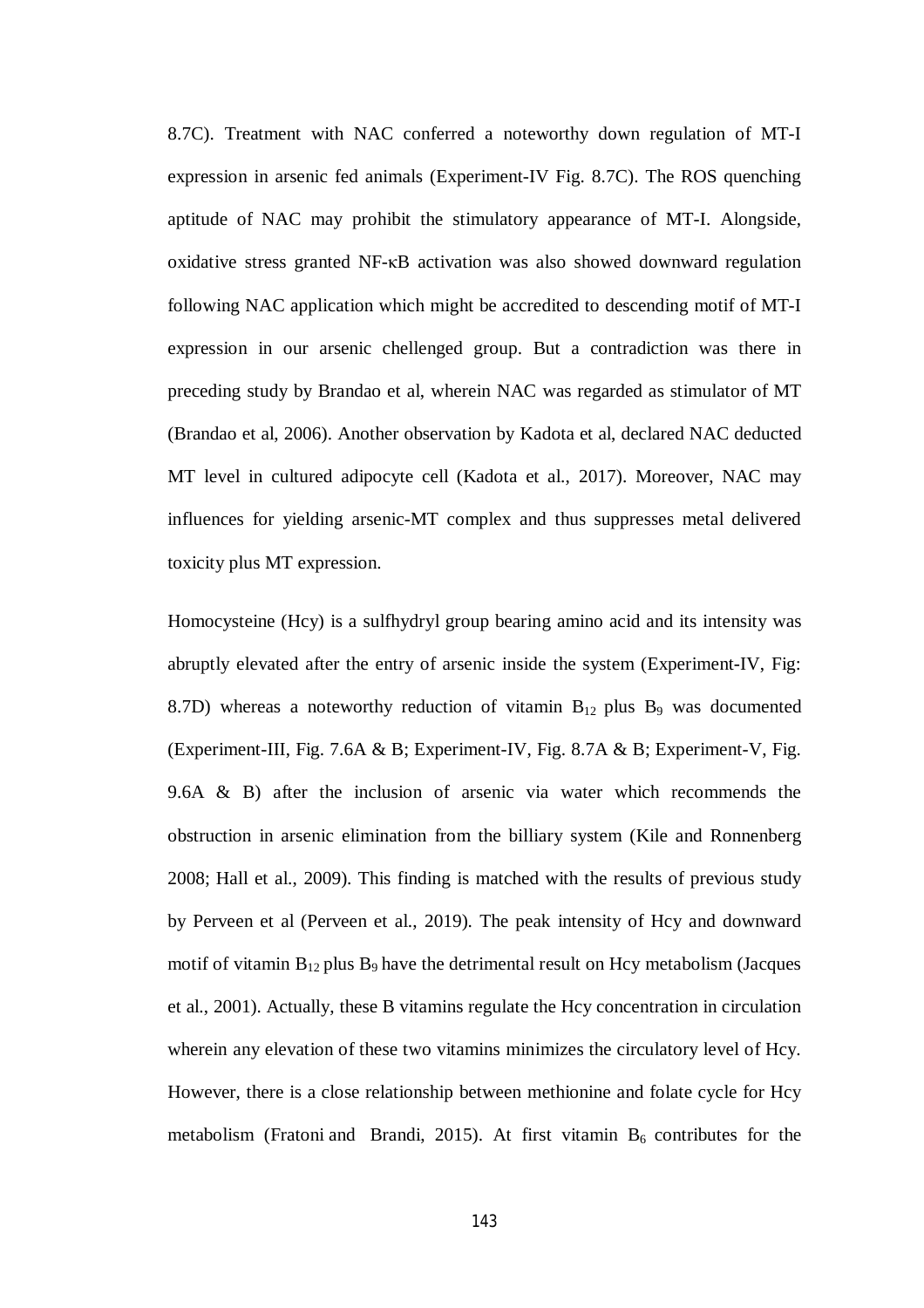8.7C). Treatment with NAC conferred a noteworthy down regulation of MT-I expression in arsenic fed animals (Experiment-IV Fig. 8.7C). The ROS quenching aptitude of NAC may prohibit the stimulatory appearance of MT-I. Alongside, oxidative stress granted NF-κB activation was also showed downward regulation following NAC application which might be accredited to descending motif of MT-I expression in our arsenic chellenged group. But a contradiction was there in preceding study by Brandao et al, wherein NAC was regarded as stimulator of MT (Brandao et al, 2006). Another observation by Kadota et al, declared NAC deducted MT level in cultured adipocyte cell (Kadota et al., 2017). Moreover, NAC may influences for yielding arsenic-MT complex and thus suppresses metal delivered toxicity plus MT expression.

Homocysteine (Hcy) is a sulfhydryl group bearing amino acid and its intensity was abruptly elevated after the entry of arsenic inside the system (Experiment-IV, Fig: 8.7D) whereas a noteworthy reduction of vitamin $B_{12}$ plus $B_9$ was documented (Experiment-III, Fig. 7.6A & B; Experiment-IV, Fig. 8.7A & B; Experiment-V, Fig. 9.6A & B) after the inclusion of arsenic via water which recommends the obstruction in arsenic elimination from the billiary system (Kile and Ronnenberg 2008; Hall et al., 2009). This finding is matched with the results of previous study by Perveen et al (Perveen et al., 2019). The peak intensity of Hcy and downward motif of vitamin $B_{12}$ plus $B_9$ have the detrimental result on Hcy metabolism (Jacques et al., 2001). Actually, these B vitamins regulate the Hcy concentration in circulation wherein any elevation of these two vitamins minimizes the circulatory level of Hcy. However, there is a close relationship between methionine and folate cycle for Hcy metabolism (Fratoni and Brandi, 2015). At first vitamin $B_6$ contributes for the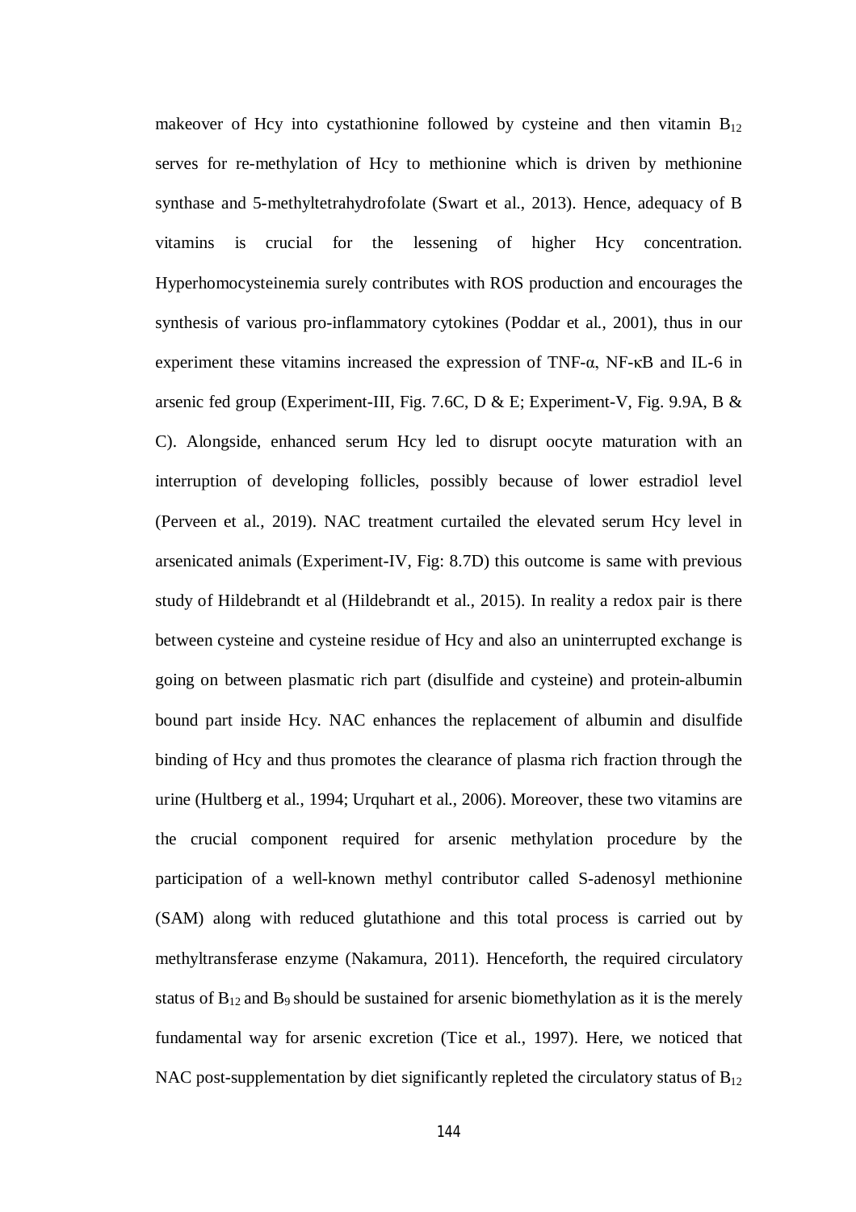makeover of Hcy into cystathionine followed by cysteine and then vitamin $B_{12}$ serves for re-methylation of Hcy to methionine which is driven by methionine synthase and 5-methyltetrahydrofolate (Swart et al., 2013). Hence, adequacy of B vitamins is crucial for the lessening of higher Hcy concentration. Hyperhomocysteinemia surely contributes with ROS production and encourages the synthesis of various pro-inflammatory cytokines (Poddar et al., 2001), thus in our experiment these vitamins increased the expression of TNF-α, NF-κB and IL-6 in arsenic fed group (Experiment-III, Fig. 7.6C, D & E; Experiment-V, Fig. 9.9A, B & C). Alongside, enhanced serum Hcy led to disrupt oocyte maturation with an interruption of developing follicles, possibly because of lower estradiol level (Perveen et al., 2019). NAC treatment curtailed the elevated serum Hcy level in arsenicated animals (Experiment-IV, Fig: 8.7D) this outcome is same with previous study of Hildebrandt et al (Hildebrandt et al., 2015). In reality a redox pair is there between cysteine and cysteine residue of Hcy and also an uninterrupted exchange is going on between plasmatic rich part (disulfide and cysteine) and protein-albumin bound part inside Hcy. NAC enhances the replacement of albumin and disulfide binding of Hcy and thus promotes the clearance of plasma rich fraction through the urine (Hultberg et al., 1994; Urquhart et al., 2006). Moreover, these two vitamins are the crucial component required for arsenic methylation procedure by the participation of a well-known methyl contributor called S-adenosyl methionine (SAM) along with reduced glutathione and this total process is carried out by methyltransferase enzyme (Nakamura, 2011). Henceforth, the required circulatory status of $B_{12}$ and $B_9$ should be sustained for arsenic biomethylation as it is the merely fundamental way for arsenic excretion (Tice et al., 1997). Here, we noticed that NAC post-supplementation by diet significantly repleted the circulatory status of $B_{12}$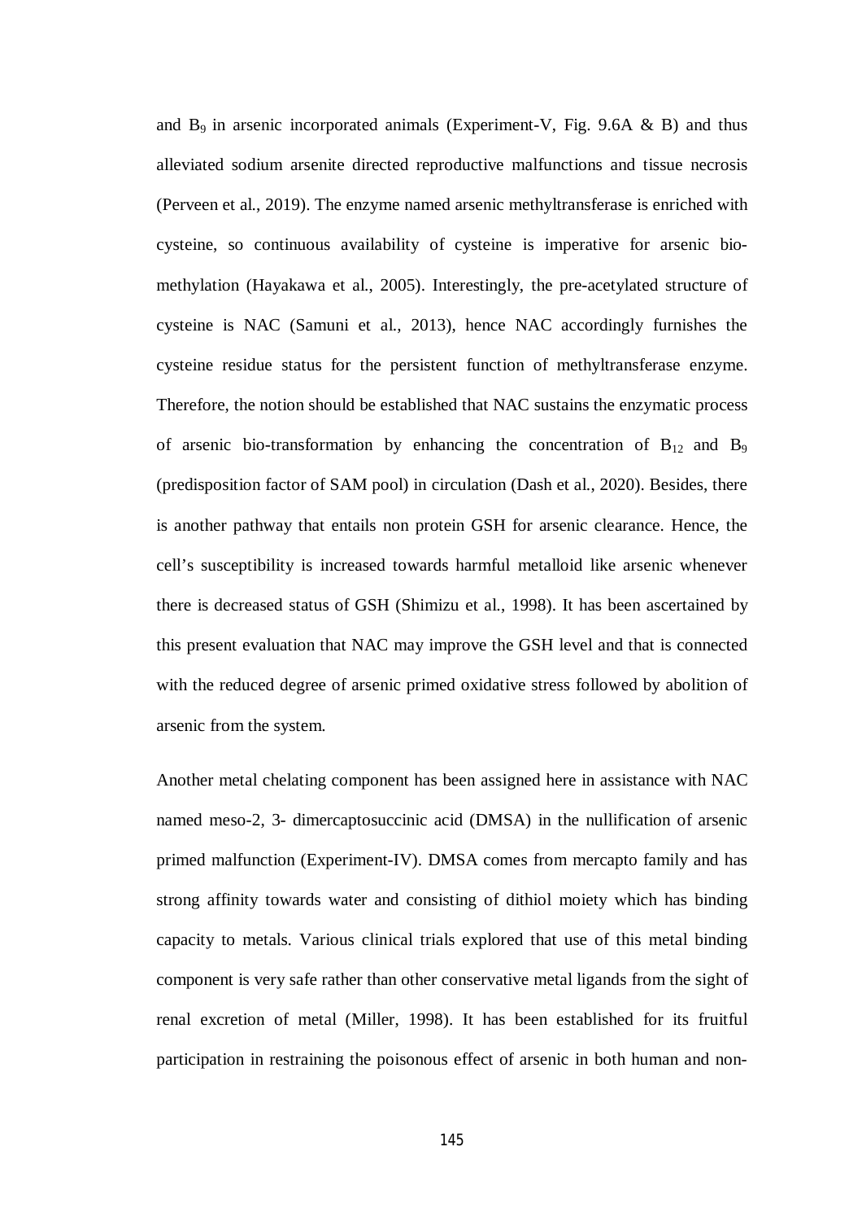and $B_9$ in arsenic incorporated animals (Experiment-V, Fig. 9.6A & B) and thus alleviated sodium arsenite directed reproductive malfunctions and tissue necrosis (Perveen et al., 2019). The enzyme named arsenic methyltransferase is enriched with cysteine, so continuous availability of cysteine is imperative for arsenic bio-methylation (Hayakawa et al., 2005). Interestingly, the pre-acetylated structure of cysteine is NAC (Samuni et al., 2013), hence NAC accordingly furnishes the cysteine residue status for the persistent function of methyltransferase enzyme. Therefore, the notion should be established that NAC sustains the enzymatic process of arsenic bio-transformation by enhancing the concentration of $B_{12}$ and $B_9$ (predisposition factor of SAM pool) in circulation (Dash et al., 2020). Besides, there is another pathway that entails non protein GSH for arsenic clearance. Hence, the cell's susceptibility is increased towards harmful metalloid like arsenic whenever there is decreased status of GSH (Shimizu et al., 1998). It has been ascertained by this present evaluation that NAC may improve the GSH level and that is connected with the reduced degree of arsenic primed oxidative stress followed by abolition of arsenic from the system.

Another metal chelating component has been assigned here in assistance with NAC named meso-2, 3- dimercaptosuccinic acid (DMSA) in the nullification of arsenic primed malfunction (Experiment-IV). DMSA comes from mercapto family and has strong affinity towards water and consisting of dithiol moiety which has binding capacity to metals. Various clinical trials explored that use of this metal binding component is very safe rather than other conservative metal ligands from the sight of renal excretion of metal (Miller, 1998). It has been established for its fruitful participation in restraining the poisonous effect of arsenic in both human and non-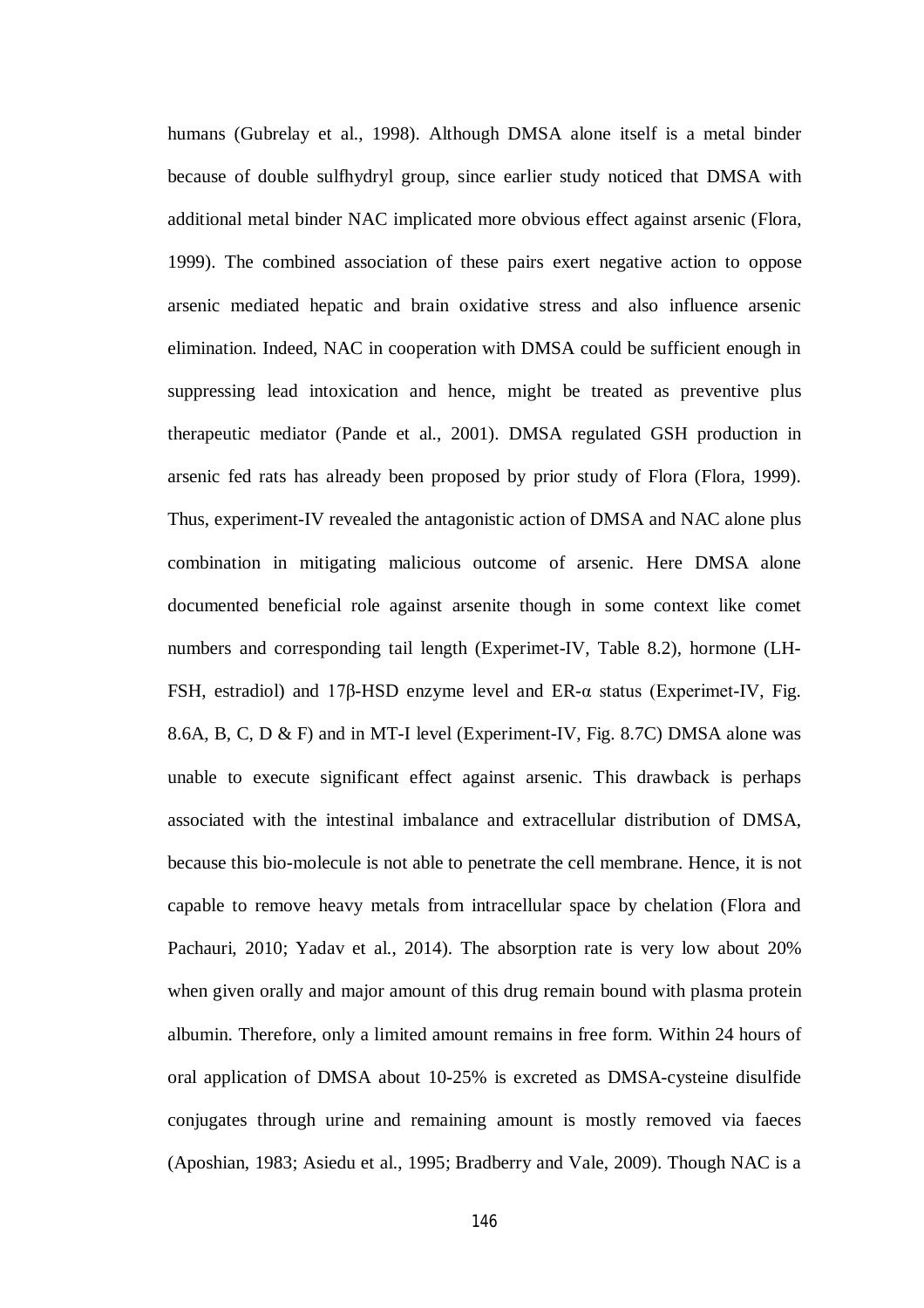humans (Gubrelay et al., 1998). Although DMSA alone itself is a metal binder because of double sulfhydryl group, since earlier study noticed that DMSA with additional metal binder NAC implicated more obvious effect against arsenic (Flora, 1999). The combined association of these pairs exert negative action to oppose arsenic mediated hepatic and brain oxidative stress and also influence arsenic elimination. Indeed, NAC in cooperation with DMSA could be sufficient enough in suppressing lead intoxication and hence, might be treated as preventive plus therapeutic mediator (Pande et al., 2001). DMSA regulated GSH production in arsenic fed rats has already been proposed by prior study of Flora (Flora, 1999). Thus, experiment-IV revealed the antagonistic action of DMSA and NAC alone plus combination in mitigating malicious outcome of arsenic. Here DMSA alone documented beneficial role against arsenite though in some context like comet numbers and corresponding tail length (Experimet-IV, Table 8.2), hormone (LH-FSH, estradiol) and 17β-HSD enzyme level and ER-α status (Experimet-IV, Fig. 8.6A, B, C, D & F) and in MT-I level (Experiment-IV, Fig. 8.7C) DMSA alone was unable to execute significant effect against arsenic. This drawback is perhaps associated with the intestinal imbalance and extracellular distribution of DMSA, because this bio-molecule is not able to penetrate the cell membrane. Hence, it is not capable to remove heavy metals from intracellular space by chelation (Flora and Pachauri, 2010; Yadav et al., 2014). The absorption rate is very low about 20% when given orally and major amount of this drug remain bound with plasma protein albumin. Therefore, only a limited amount remains in free form. Within 24 hours of oral application of DMSA about 10-25% is excreted as DMSA-cysteine disulfide conjugates through urine and remaining amount is mostly removed via faeces (Aposhian, 1983; Asiedu et al., 1995; Bradberry and Vale, 2009). Though NAC is a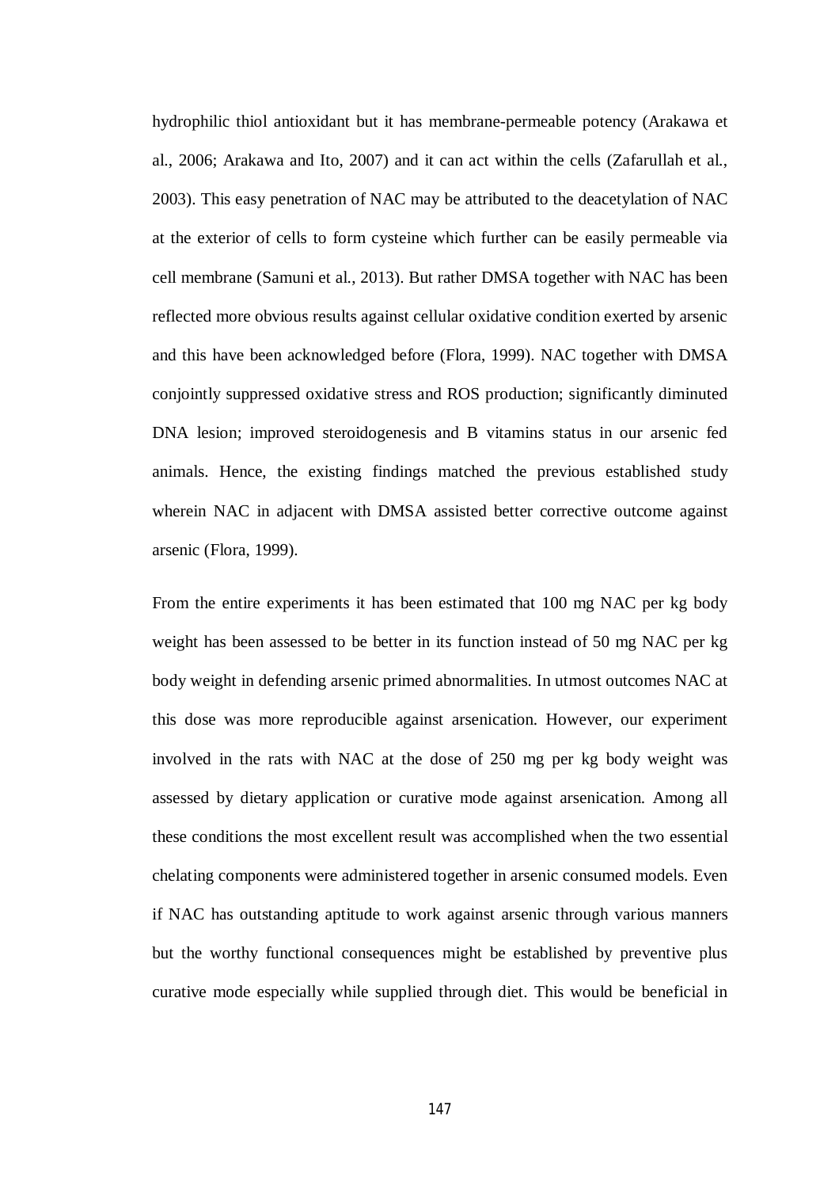hydrophilic thiol antioxidant but it has membrane-permeable potency (Arakawa et al., 2006; Arakawa and Ito, 2007) and it can act within the cells (Zafarullah et al., 2003). This easy penetration of NAC may be attributed to the deacetylation of NAC at the exterior of cells to form cysteine which further can be easily permeable via cell membrane (Samuni et al., 2013). But rather DMSA together with NAC has been reflected more obvious results against cellular oxidative condition exerted by arsenic and this have been acknowledged before (Flora, 1999). NAC together with DMSA conjointly suppressed oxidative stress and ROS production; significantly diminuted DNA lesion; improved steroidogenesis and B vitamins status in our arsenic fed animals. Hence, the existing findings matched the previous established study wherein NAC in adjacent with DMSA assisted better corrective outcome against arsenic (Flora, 1999).

From the entire experiments it has been estimated that 100 mg NAC per kg body weight has been assessed to be better in its function instead of 50 mg NAC per kg body weight in defending arsenic primed abnormalities. In utmost outcomes NAC at this dose was more reproducible against arsenication. However, our experiment involved in the rats with NAC at the dose of 250 mg per kg body weight was assessed by dietary application or curative mode against arsenication. Among all these conditions the most excellent result was accomplished when the two essential chelating components were administered together in arsenic consumed models. Even if NAC has outstanding aptitude to work against arsenic through various manners but the worthy functional consequences might be established by preventive plus curative mode especially while supplied through diet. This would be beneficial in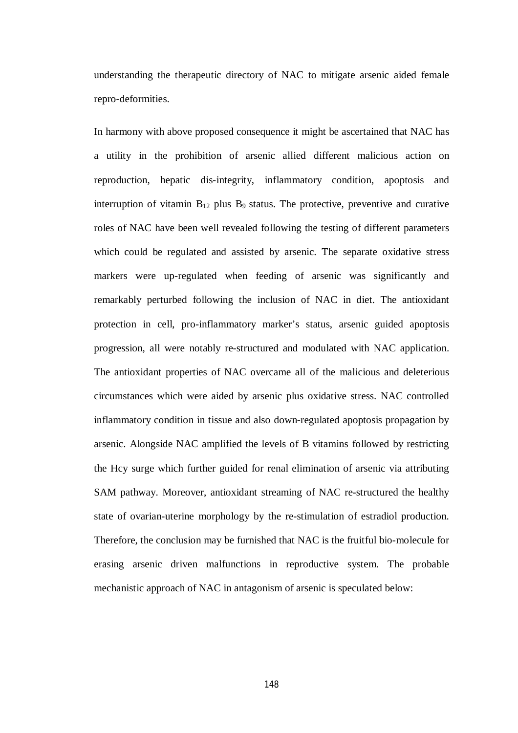understanding the therapeutic directory of NAC to mitigate arsenic aided female repro-deformities.

In harmony with above proposed consequence it might be ascertained that NAC has a utility in the prohibition of arsenic allied different malicious action on reproduction, hepatic dis-integrity, inflammatory condition, apoptosis and interruption of vitamin $B_{12}$ plus $B_9$ status. The protective, preventive and curative roles of NAC have been well revealed following the testing of different parameters which could be regulated and assisted by arsenic. The separate oxidative stress markers were up-regulated when feeding of arsenic was significantly and remarkably perturbed following the inclusion of NAC in diet. The antioxidant protection in cell, pro-inflammatory marker's status, arsenic guided apoptosis progression, all were notably re-structured and modulated with NAC application. The antioxidant properties of NAC overcame all of the malicious and deleterious circumstances which were aided by arsenic plus oxidative stress. NAC controlled inflammatory condition in tissue and also down-regulated apoptosis propagation by arsenic. Alongside NAC amplified the levels of B vitamins followed by restricting the Hcy surge which further guided for renal elimination of arsenic via attributing SAM pathway. Moreover, antioxidant streaming of NAC re-structured the healthy state of ovarian-uterine morphology by the re-stimulation of estradiol production. Therefore, the conclusion may be furnished that NAC is the fruitful bio-molecule for erasing arsenic driven malfunctions in reproductive system. The probable mechanistic approach of NAC in antagonism of arsenic is speculated below: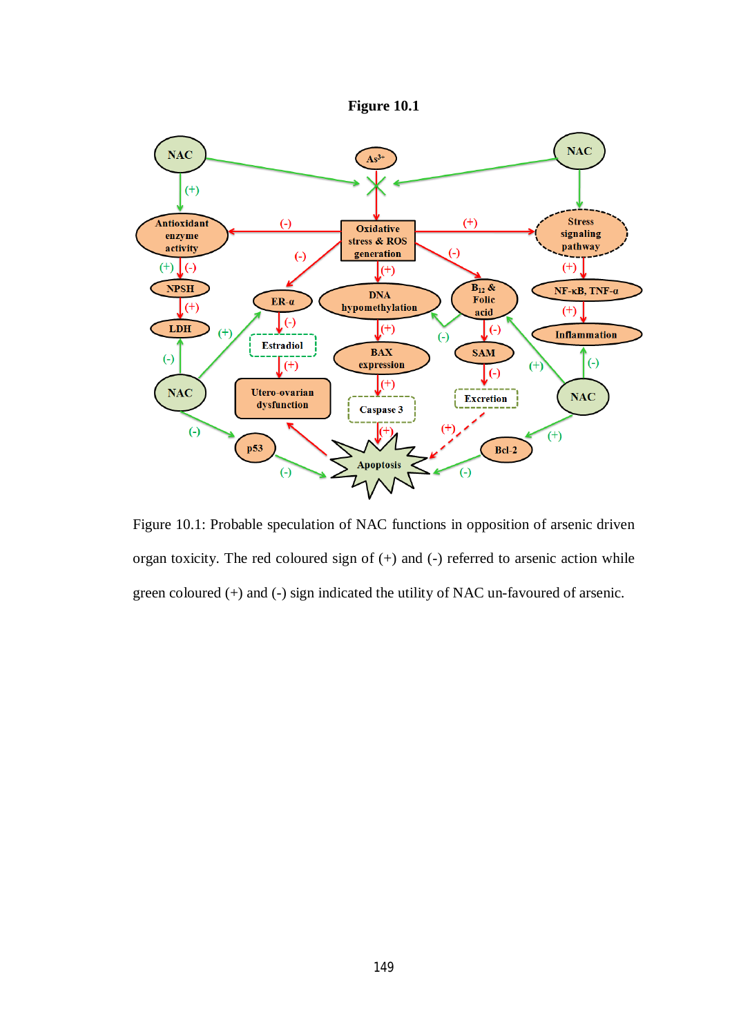**Figure 10.1**

NAC

$As^{3+}$

NAC

(+)

Antioxidant enzyme activity

(-)

Oxidative stress & ROS generation

(+)

Stress signaling pathway

(+) (-)

(-)

(+)

(-)

(+)

NPSH

ER-α

DNA hypomethylation

$B_{12}$ & Folic acid

NF-κB, TNF-α

(+)

(-)

(+)

(-)

(+)

LDH

(+)

(-)

Inflammation

(-)

Estradiol

BAX expression

SAM

(+)

(-)

(+)

(+)

(-)

NAC

Utero-ovarian dysfunction

Caspase 3

Excretion

NAC

(-)

(+)

(+)

(+)

p53

Bcl-2

(-)

Apoptosis

(-)

Figure 10.1: Probable speculation of NAC functions in opposition of arsenic driven organ toxicity. The red coloured sign of (+) and (-) referred to arsenic action while green coloured (+) and (-) sign indicated the utility of NAC un-favoured of arsenic.